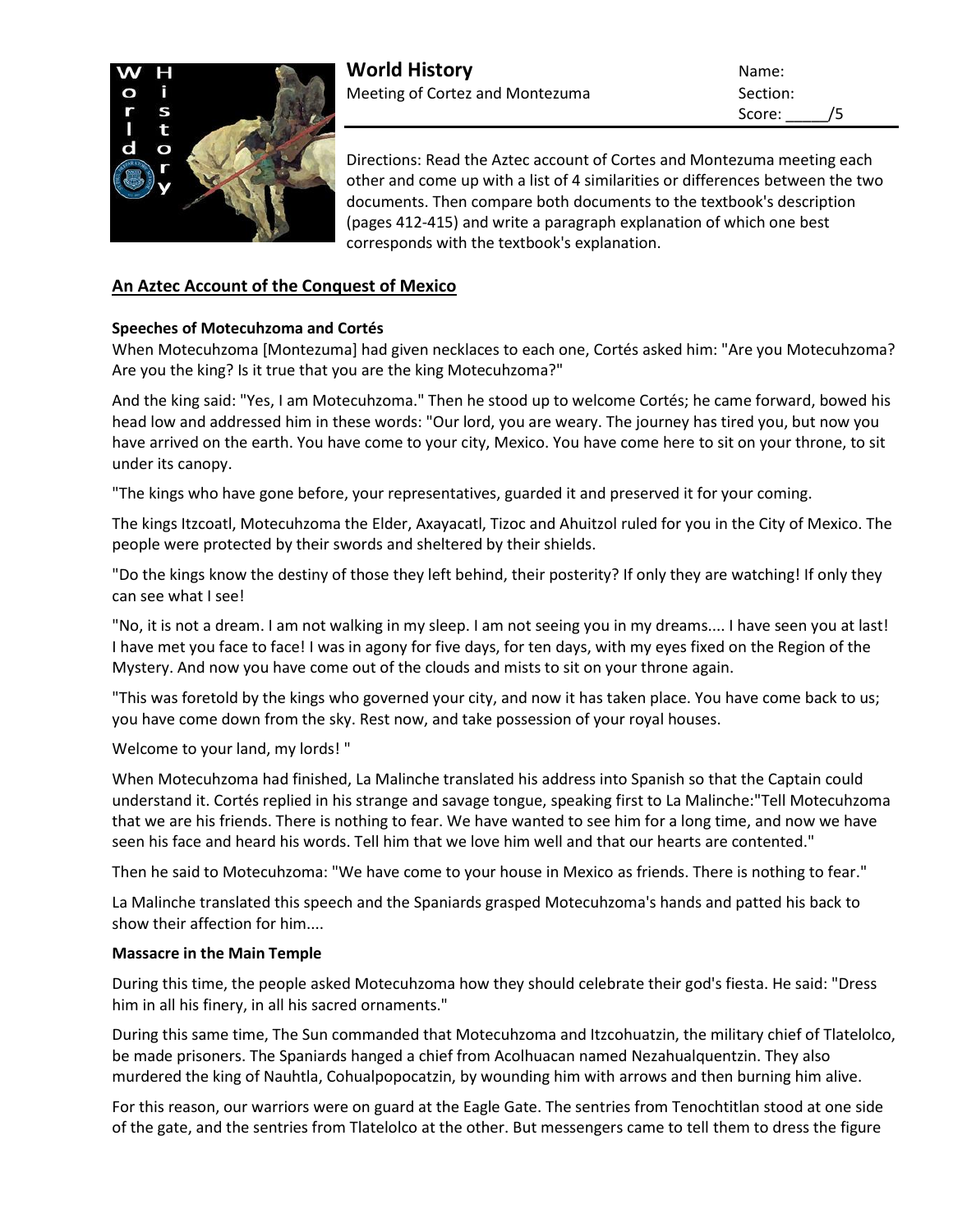# World History

Meeting of Cortez and Montezuma

Name:
Section:
Score: _____/5

Directions: Read the Aztec account of Cortes and Montezuma meeting each other and come up with a list of 4 similarities or differences between the two documents. Then compare both documents to the textbook's description (pages 412-415) and write a paragraph explanation of which one best corresponds with the textbook's explanation.

## An Aztec Account of the Conquest of Mexico

### Speeches of Motecuhzoma and Cortés

When Motecuhzoma [Montezuma] had given necklaces to each one, Cortés asked him: "Are you Motecuhzoma? Are you the king? Is it true that you are the king Motecuhzoma?"

And the king said: "Yes, I am Motecuhzoma." Then he stood up to welcome Cortés; he came forward, bowed his head low and addressed him in these words: "Our lord, you are weary. The journey has tired you, but now you have arrived on the earth. You have come to your city, Mexico. You have come here to sit on your throne, to sit under its canopy.

"The kings who have gone before, your representatives, guarded it and preserved it for your coming.

The kings Itzcoatl, Motecuhzoma the Elder, Axayacatl, Tizoc and Ahuitzol ruled for you in the City of Mexico. The people were protected by their swords and sheltered by their shields.

"Do the kings know the destiny of those they left behind, their posterity? If only they are watching! If only they can see what I see!

"No, it is not a dream. I am not walking in my sleep. I am not seeing you in my dreams.... I have seen you at last! I have met you face to face! I was in agony for five days, for ten days, with my eyes fixed on the Region of the Mystery. And now you have come out of the clouds and mists to sit on your throne again.

"This was foretold by the kings who governed your city, and now it has taken place. You have come back to us; you have come down from the sky. Rest now, and take possession of your royal houses.

Welcome to your land, my lords! "

When Motecuhzoma had finished, La Malinche translated his address into Spanish so that the Captain could understand it. Cortés replied in his strange and savage tongue, speaking first to La Malinche:"Tell Motecuhzoma that we are his friends. There is nothing to fear. We have wanted to see him for a long time, and now we have seen his face and heard his words. Tell him that we love him well and that our hearts are contented."

Then he said to Motecuhzoma: "We have come to your house in Mexico as friends. There is nothing to fear."

La Malinche translated this speech and the Spaniards grasped Motecuhzoma's hands and patted his back to show their affection for him....

### Massacre in the Main Temple

During this time, the people asked Motecuhzoma how they should celebrate their god's fiesta. He said: "Dress him in all his finery, in all his sacred ornaments."

During this same time, The Sun commanded that Motecuhzoma and Itzcohuatzin, the military chief of Tlatelolco, be made prisoners. The Spaniards hanged a chief from Acolhuacan named Nezahualquentzin. They also murdered the king of Nauhtla, Cohualpopocatzin, by wounding him with arrows and then burning him alive.

For this reason, our warriors were on guard at the Eagle Gate. The sentries from Tenochtitlan stood at one side of the gate, and the sentries from Tlatelolco at the other. But messengers came to tell them to dress the figure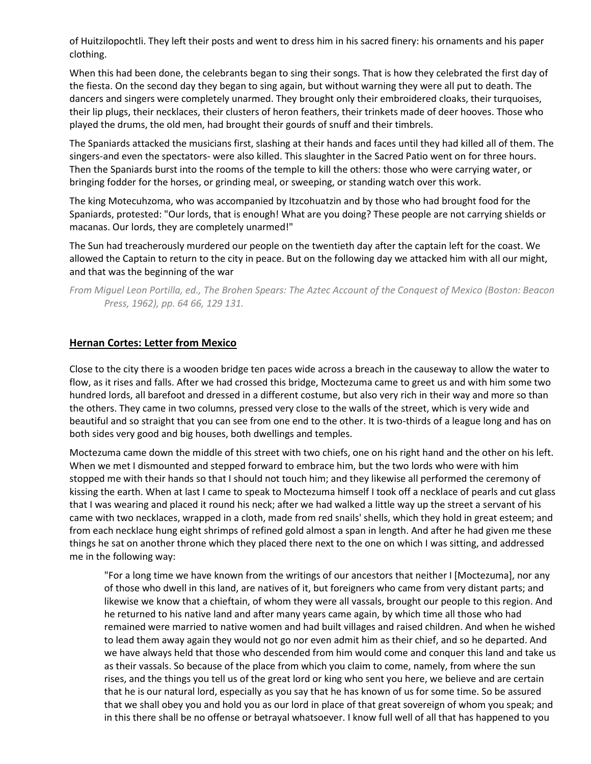of Huitzilopochtli. They left their posts and went to dress him in his sacred finery: his ornaments and his paper clothing.

When this had been done, the celebrants began to sing their songs. That is how they celebrated the first day of the fiesta. On the second day they began to sing again, but without warning they were all put to death. The dancers and singers were completely unarmed. They brought only their embroidered cloaks, their turquoises, their lip plugs, their necklaces, their clusters of heron feathers, their trinkets made of deer hooves. Those who played the drums, the old men, had brought their gourds of snuff and their timbrels.

The Spaniards attacked the musicians first, slashing at their hands and faces until they had killed all of them. The singers-and even the spectators- were also killed. This slaughter in the Sacred Patio went on for three hours. Then the Spaniards burst into the rooms of the temple to kill the others: those who were carrying water, or bringing fodder for the horses, or grinding meal, or sweeping, or standing watch over this work.

The king Motecuhzoma, who was accompanied by Itzcohuatzin and by those who had brought food for the Spaniards, protested: "Our lords, that is enough! What are you doing? These people are not carrying shields or macanas. Our lords, they are completely unarmed!"

The Sun had treacherously murdered our people on the twentieth day after the captain left for the coast. We allowed the Captain to return to the city in peace. But on the following day we attacked him with all our might, and that was the beginning of the war

*From Miguel Leon Portilla, ed., The Brohen Spears: The Aztec Account of the Conquest of Mexico (Boston: Beacon Press, 1962), pp. 64 66, 129 131.*

## Hernan Cortes: Letter from Mexico

Close to the city there is a wooden bridge ten paces wide across a breach in the causeway to allow the water to flow, as it rises and falls. After we had crossed this bridge, Moctezuma came to greet us and with him some two hundred lords, all barefoot and dressed in a different costume, but also very rich in their way and more so than the others. They came in two columns, pressed very close to the walls of the street, which is very wide and beautiful and so straight that you can see from one end to the other. It is two-thirds of a league long and has on both sides very good and big houses, both dwellings and temples.

Moctezuma came down the middle of this street with two chiefs, one on his right hand and the other on his left. When we met I dismounted and stepped forward to embrace him, but the two lords who were with him stopped me with their hands so that I should not touch him; and they likewise all performed the ceremony of kissing the earth. When at last I came to speak to Moctezuma himself I took off a necklace of pearls and cut glass that I was wearing and placed it round his neck; after we had walked a little way up the street a servant of his came with two necklaces, wrapped in a cloth, made from red snails' shells, which they hold in great esteem; and from each necklace hung eight shrimps of refined gold almost a span in length. And after he had given me these things he sat on another throne which they placed there next to the one on which I was sitting, and addressed me in the following way:

> "For a long time we have known from the writings of our ancestors that neither I [Moctezuma], nor any of those who dwell in this land, are natives of it, but foreigners who came from very distant parts; and likewise we know that a chieftain, of whom they were all vassals, brought our people to this region. And he returned to his native land and after many years came again, by which time all those who had remained were married to native women and had built villages and raised children. And when he wished to lead them away again they would not go nor even admit him as their chief, and so he departed. And we have always held that those who descended from him would come and conquer this land and take us as their vassals. So because of the place from which you claim to come, namely, from where the sun rises, and the things you tell us of the great lord or king who sent you here, we believe and are certain that he is our natural lord, especially as you say that he has known of us for some time. So be assured that we shall obey you and hold you as our lord in place of that great sovereign of whom you speak; and in this there shall be no offense or betrayal whatsoever. I know full well of all that has happened to you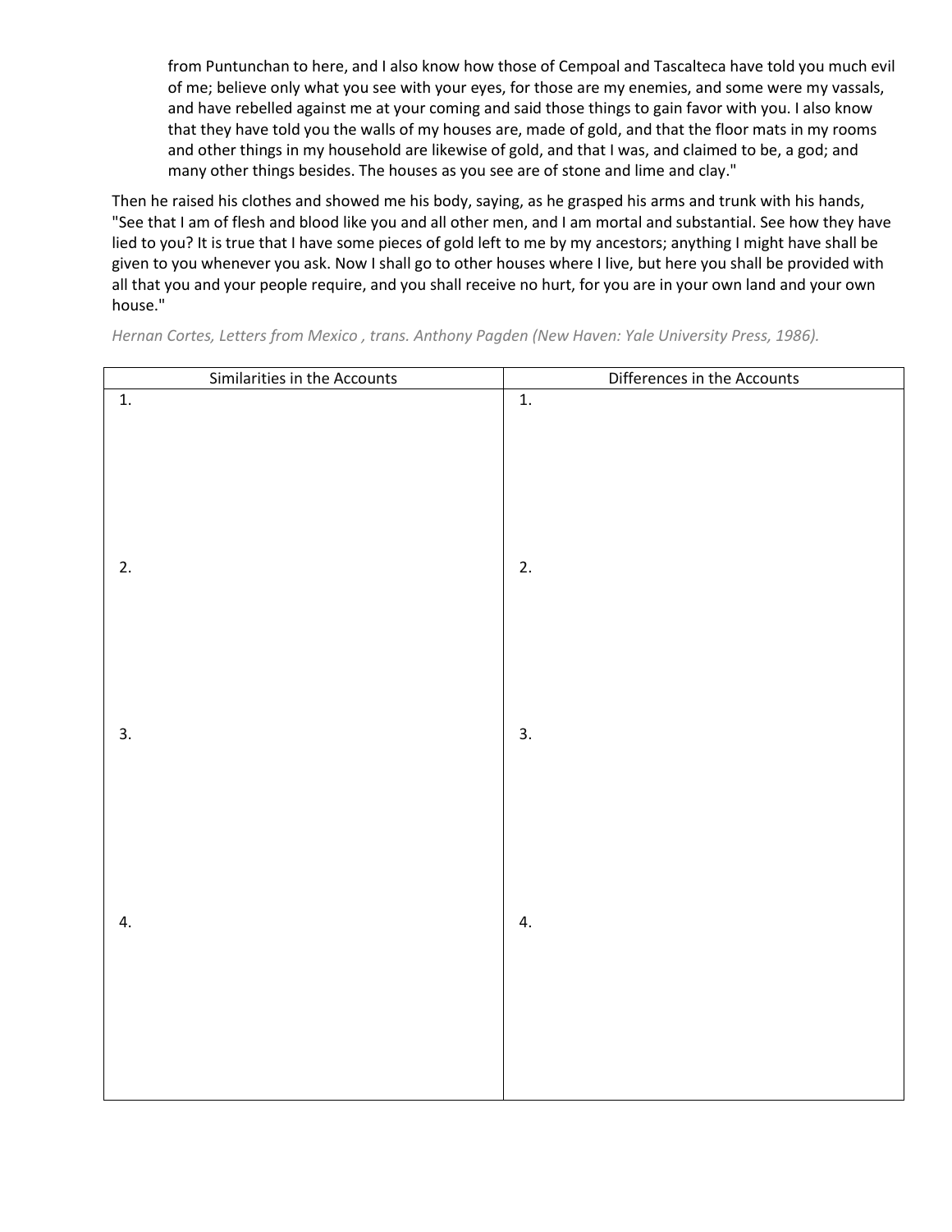> from Puntunchan to here, and I also know how those of Cempoal and Tascalteca have told you much evil of me; believe only what you see with your eyes, for those are my enemies, and some were my vassals, and have rebelled against me at your coming and said those things to gain favor with you. I also know that they have told you the walls of my houses are, made of gold, and that the floor mats in my rooms and other things in my household are likewise of gold, and that I was, and claimed to be, a god; and many other things besides. The houses as you see are of stone and lime and clay."

Then he raised his clothes and showed me his body, saying, as he grasped his arms and trunk with his hands, "See that I am of flesh and blood like you and all other men, and I am mortal and substantial. See how they have lied to you? It is true that I have some pieces of gold left to me by my ancestors; anything I might have shall be given to you whenever you ask. Now I shall go to other houses where I live, but here you shall be provided with all that you and your people require, and you shall receive no hurt, for you are in your own land and your own house."

*Hernan Cortes, Letters from Mexico , trans. Anthony Pagden (New Haven: Yale University Press, 1986).*

| Similarities in the Accounts | Differences in the Accounts |
|---|---|
| 1. | 1. |
| 2. | 2. |
| 3. | 3. |
| 4. | 4. |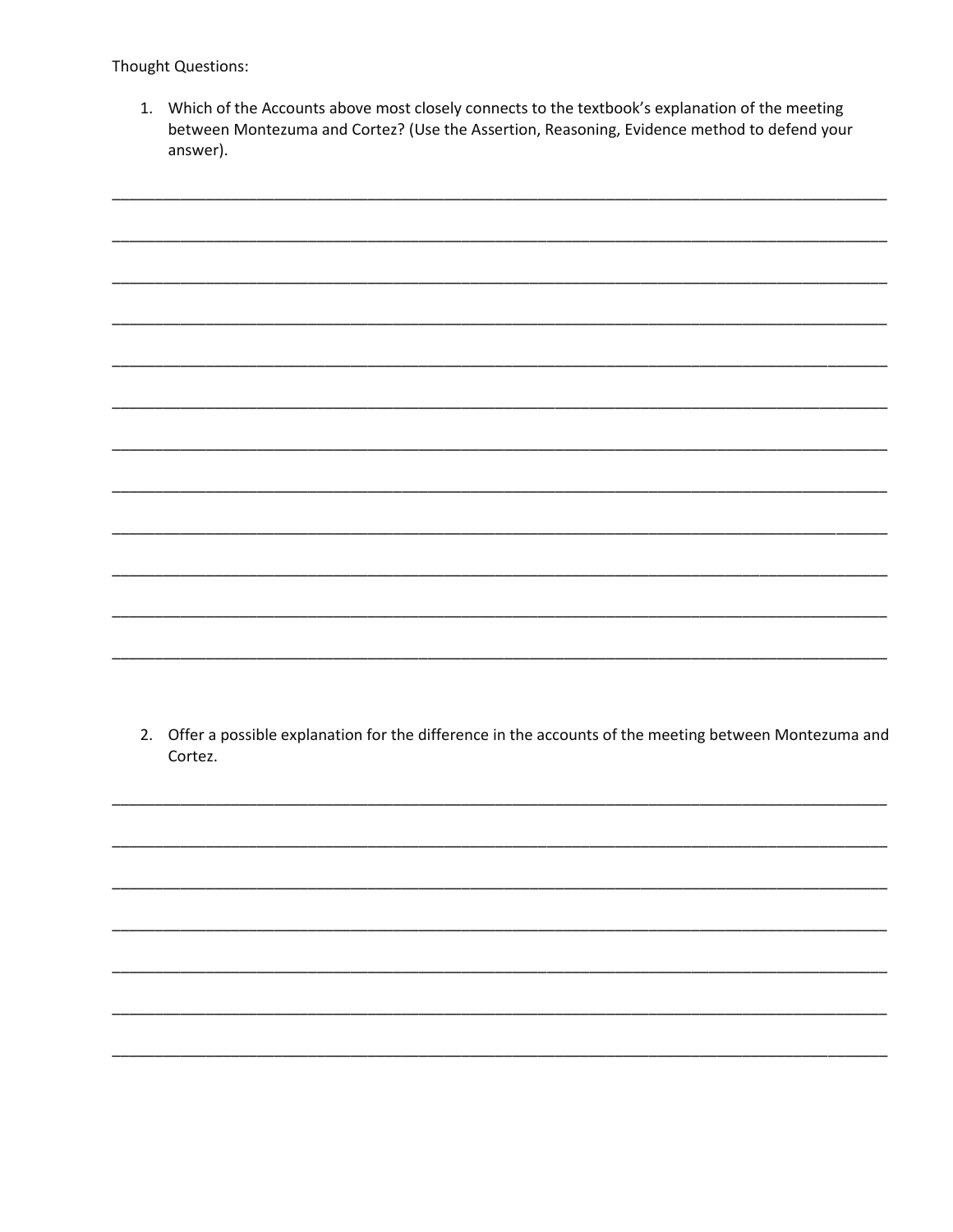Thought Questions:

1. Which of the Accounts above most closely connects to the textbook's explanation of the meeting between Montezuma and Cortez? (Use the Assertion, Reasoning, Evidence method to defend your answer).

______________________________________________________________________________

______________________________________________________________________________

______________________________________________________________________________

______________________________________________________________________________

______________________________________________________________________________

______________________________________________________________________________

______________________________________________________________________________

______________________________________________________________________________

______________________________________________________________________________

______________________________________________________________________________

______________________________________________________________________________

______________________________________________________________________________

2. Offer a possible explanation for the difference in the accounts of the meeting between Montezuma and Cortez.

______________________________________________________________________________

______________________________________________________________________________

______________________________________________________________________________

______________________________________________________________________________

______________________________________________________________________________

______________________________________________________________________________

______________________________________________________________________________